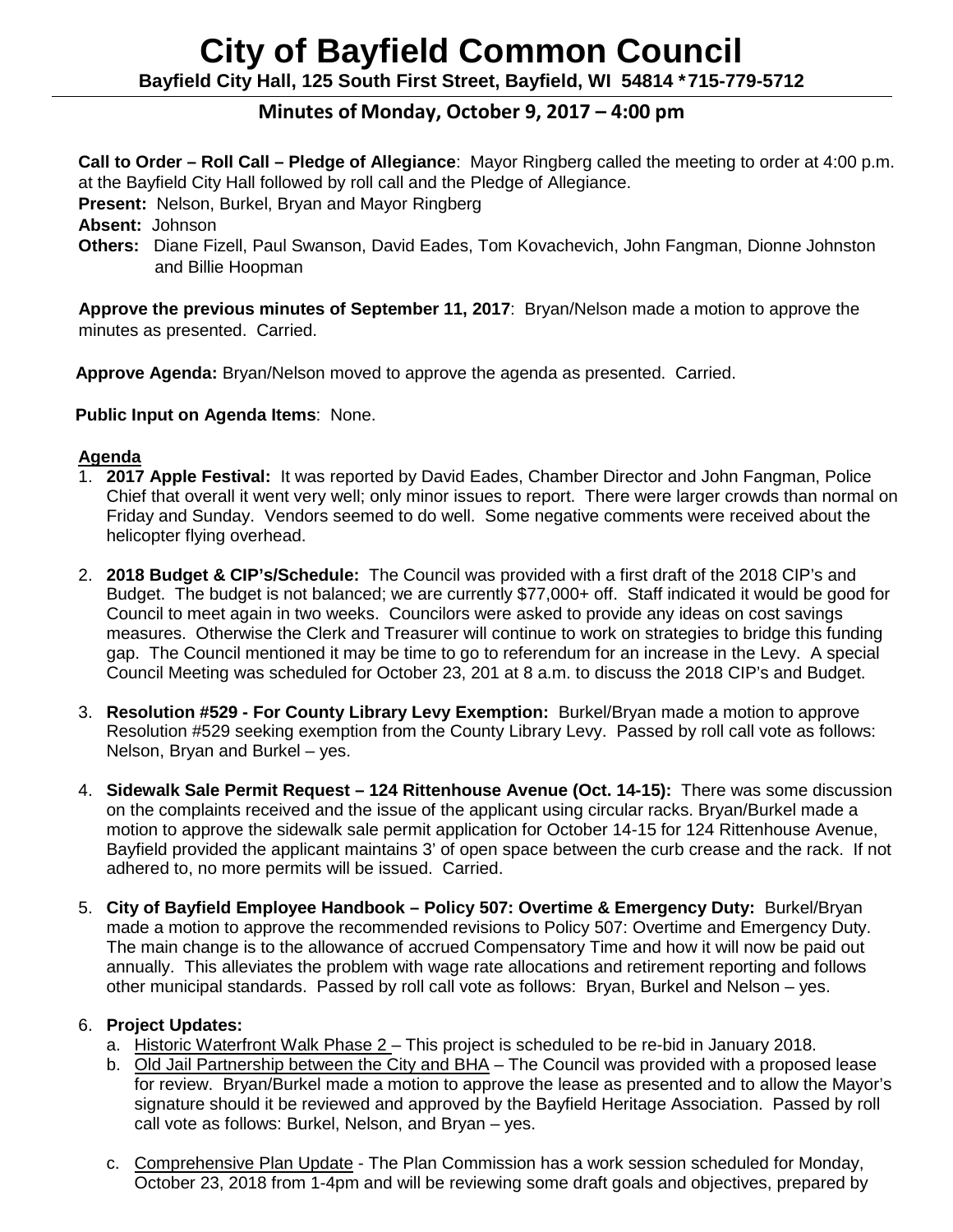# City of Bayfield Common Council

**Bayfield City Hall, 125 South First Street, Bayfield, WI 54814 \*715-779-5712**

## Minutes of Monday, October 9, 2017 – 4:00 pm

**Call to Order – Roll Call – Pledge of Allegiance**: Mayor Ringberg called the meeting to order at 4:00 p.m. at the Bayfield City Hall followed by roll call and the Pledge of Allegiance.

**Present:** Nelson, Burkel, Bryan and Mayor Ringberg

**Absent:** Johnson

**Others:** Diane Fizell, Paul Swanson, David Eades, Tom Kovachevich, John Fangman, Dionne Johnston and Billie Hoopman

**Approve the previous minutes of September 11, 2017**: Bryan/Nelson made a motion to approve the minutes as presented. Carried.

**Approve Agenda:** Bryan/Nelson moved to approve the agenda as presented. Carried.

**Public Input on Agenda Items**: None.

**Agenda**

1. **2017 Apple Festival:** It was reported by David Eades, Chamber Director and John Fangman, Police Chief that overall it went very well; only minor issues to report. There were larger crowds than normal on Friday and Sunday. Vendors seemed to do well. Some negative comments were received about the helicopter flying overhead.

2. **2018 Budget & CIP's/Schedule:** The Council was provided with a first draft of the 2018 CIP's and Budget. The budget is not balanced; we are currently $77,000+ off. Staff indicated it would be good for Council to meet again in two weeks. Councilors were asked to provide any ideas on cost savings measures. Otherwise the Clerk and Treasurer will continue to work on strategies to bridge this funding gap. The Council mentioned it may be time to go to referendum for an increase in the Levy. A special Council Meeting was scheduled for October 23, 201 at 8 a.m. to discuss the 2018 CIP's and Budget.

3. **Resolution #529 - For County Library Levy Exemption:** Burkel/Bryan made a motion to approve Resolution #529 seeking exemption from the County Library Levy. Passed by roll call vote as follows: Nelson, Bryan and Burkel – yes.

4. **Sidewalk Sale Permit Request – 124 Rittenhouse Avenue (Oct. 14-15):** There was some discussion on the complaints received and the issue of the applicant using circular racks. Bryan/Burkel made a motion to approve the sidewalk sale permit application for October 14-15 for 124 Rittenhouse Avenue, Bayfield provided the applicant maintains 3' of open space between the curb crease and the rack. If not adhered to, no more permits will be issued. Carried.

5. **City of Bayfield Employee Handbook – Policy 507: Overtime & Emergency Duty:** Burkel/Bryan made a motion to approve the recommended revisions to Policy 507: Overtime and Emergency Duty. The main change is to the allowance of accrued Compensatory Time and how it will now be paid out annually. This alleviates the problem with wage rate allocations and retirement reporting and follows other municipal standards. Passed by roll call vote as follows: Bryan, Burkel and Nelson – yes.

6. **Project Updates:**
   a. Historic Waterfront Walk Phase 2 – This project is scheduled to be re-bid in January 2018.
   b. Old Jail Partnership between the City and BHA – The Council was provided with a proposed lease for review. Bryan/Burkel made a motion to approve the lease as presented and to allow the Mayor's signature should it be reviewed and approved by the Bayfield Heritage Association. Passed by roll call vote as follows: Burkel, Nelson, and Bryan – yes.
   c. Comprehensive Plan Update - The Plan Commission has a work session scheduled for Monday, October 23, 2018 from 1-4pm and will be reviewing some draft goals and objectives, prepared by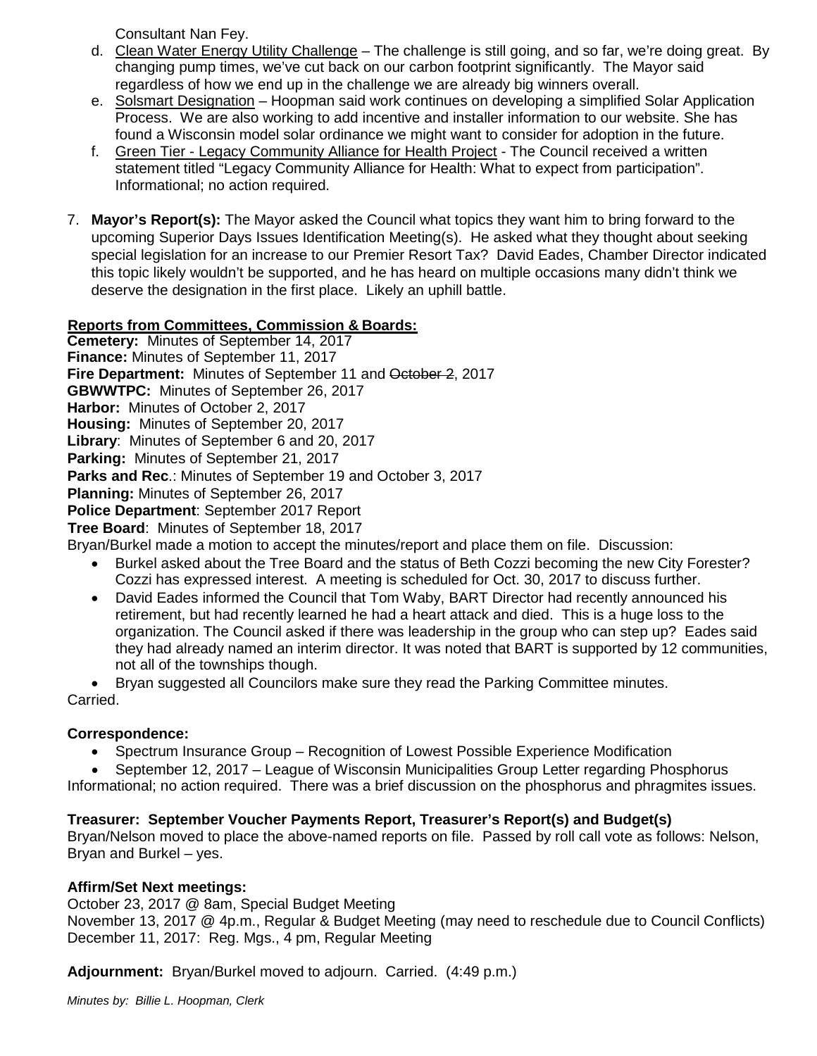Consultant Nan Fey.

d. Clean Water Energy Utility Challenge – The challenge is still going, and so far, we're doing great. By changing pump times, we've cut back on our carbon footprint significantly. The Mayor said regardless of how we end up in the challenge we are already big winners overall.
e. Solsmart Designation – Hoopman said work continues on developing a simplified Solar Application Process. We are also working to add incentive and installer information to our website. She has found a Wisconsin model solar ordinance we might want to consider for adoption in the future.
f. Green Tier - Legacy Community Alliance for Health Project - The Council received a written statement titled "Legacy Community Alliance for Health: What to expect from participation". Informational; no action required.

7. **Mayor's Report(s):** The Mayor asked the Council what topics they want him to bring forward to the upcoming Superior Days Issues Identification Meeting(s). He asked what they thought about seeking special legislation for an increase to our Premier Resort Tax? David Eades, Chamber Director indicated this topic likely wouldn't be supported, and he has heard on multiple occasions many didn't think we deserve the designation in the first place. Likely an uphill battle.

**Reports from Committees, Commission & Boards:**

**Cemetery:** Minutes of September 14, 2017
**Finance:** Minutes of September 11, 2017
**Fire Department:** Minutes of September 11 and ~~October 2~~, 2017
**GBWWTPC:** Minutes of September 26, 2017
**Harbor:** Minutes of October 2, 2017
**Housing:** Minutes of September 20, 2017
**Library**: Minutes of September 6 and 20, 2017
**Parking:** Minutes of September 21, 2017
**Parks and Rec**.: Minutes of September 19 and October 3, 2017
**Planning:** Minutes of September 26, 2017
**Police Department**: September 2017 Report
**Tree Board**: Minutes of September 18, 2017

Bryan/Burkel made a motion to accept the minutes/report and place them on file. Discussion:

- Burkel asked about the Tree Board and the status of Beth Cozzi becoming the new City Forester? Cozzi has expressed interest. A meeting is scheduled for Oct. 30, 2017 to discuss further.
- David Eades informed the Council that Tom Waby, BART Director had recently announced his retirement, but had recently learned he had a heart attack and died. This is a huge loss to the organization. The Council asked if there was leadership in the group who can step up? Eades said they had already named an interim director. It was noted that BART is supported by 12 communities, not all of the townships though.
- Bryan suggested all Councilors make sure they read the Parking Committee minutes.

Carried.

**Correspondence:**

- Spectrum Insurance Group – Recognition of Lowest Possible Experience Modification
- September 12, 2017 – League of Wisconsin Municipalities Group Letter regarding Phosphorus

Informational; no action required. There was a brief discussion on the phosphorus and phragmites issues.

**Treasurer: September Voucher Payments Report, Treasurer's Report(s) and Budget(s)**

Bryan/Nelson moved to place the above-named reports on file. Passed by roll call vote as follows: Nelson, Bryan and Burkel – yes.

**Affirm/Set Next meetings:**

October 23, 2017 @ 8am, Special Budget Meeting
November 13, 2017 @ 4p.m., Regular & Budget Meeting (may need to reschedule due to Council Conflicts)
December 11, 2017: Reg. Mgs., 4 pm, Regular Meeting

**Adjournment:** Bryan/Burkel moved to adjourn. Carried. (4:49 p.m.)

*Minutes by: Billie L. Hoopman, Clerk*